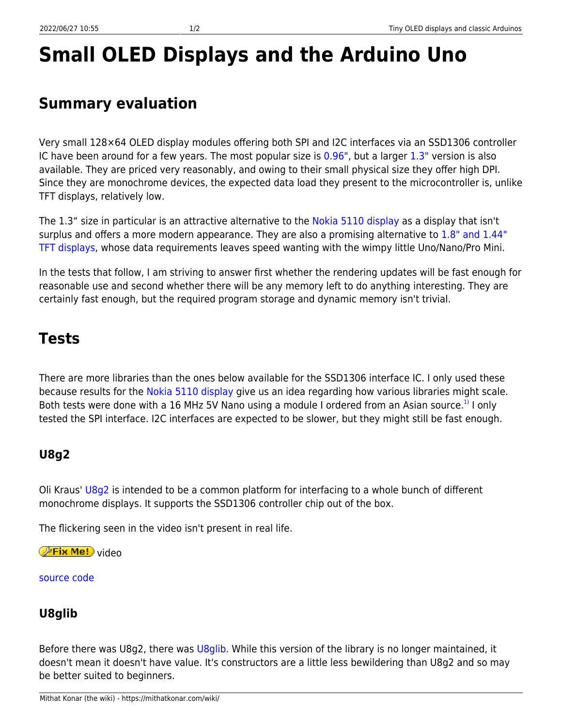# Small OLED Displays and the Arduino Uno

## Summary evaluation

Very small 128×64 OLED display modules offering both SPI and I2C interfaces via an SSD1306 controller IC have been around for a few years. The most popular size is 0.96", but a larger 1.3" version is also available. They are priced very reasonably, and owing to their small physical size they offer high DPI. Since they are monochrome devices, the expected data load they present to the microcontroller is, unlike TFT displays, relatively low.

The 1.3" size in particular is an attractive alternative to the Nokia 5110 display as a display that isn't surplus and offers a more modern appearance. They are also a promising alternative to 1.8" and 1.44" TFT displays, whose data requirements leaves speed wanting with the wimpy little Uno/Nano/Pro Mini.

In the tests that follow, I am striving to answer first whether the rendering updates will be fast enough for reasonable use and second whether there will be any memory left to do anything interesting. They are certainly fast enough, but the required program storage and dynamic memory isn't trivial.

## Tests

There are more libraries than the ones below available for the SSD1306 interface IC. I only used these because results for the Nokia 5110 display give us an idea regarding how various libraries might scale. Both tests were done with a 16 MHz 5V Nano using a module I ordered from an Asian source.[1)] I only tested the SPI interface. I2C interfaces are expected to be slower, but they might still be fast enough.

### U8g2

Oli Kraus' U8g2 is intended to be a common platform for interfacing to a whole bunch of different monochrome displays. It supports the SSD1306 controller chip out of the box.

The flickering seen in the video isn't present in real life.

Fix Me! video

source code

### U8glib

Before there was U8g2, there was U8glib. While this version of the library is no longer maintained, it doesn't mean it doesn't have value. It's constructors are a little less bewildering than U8g2 and so may be better suited to beginners.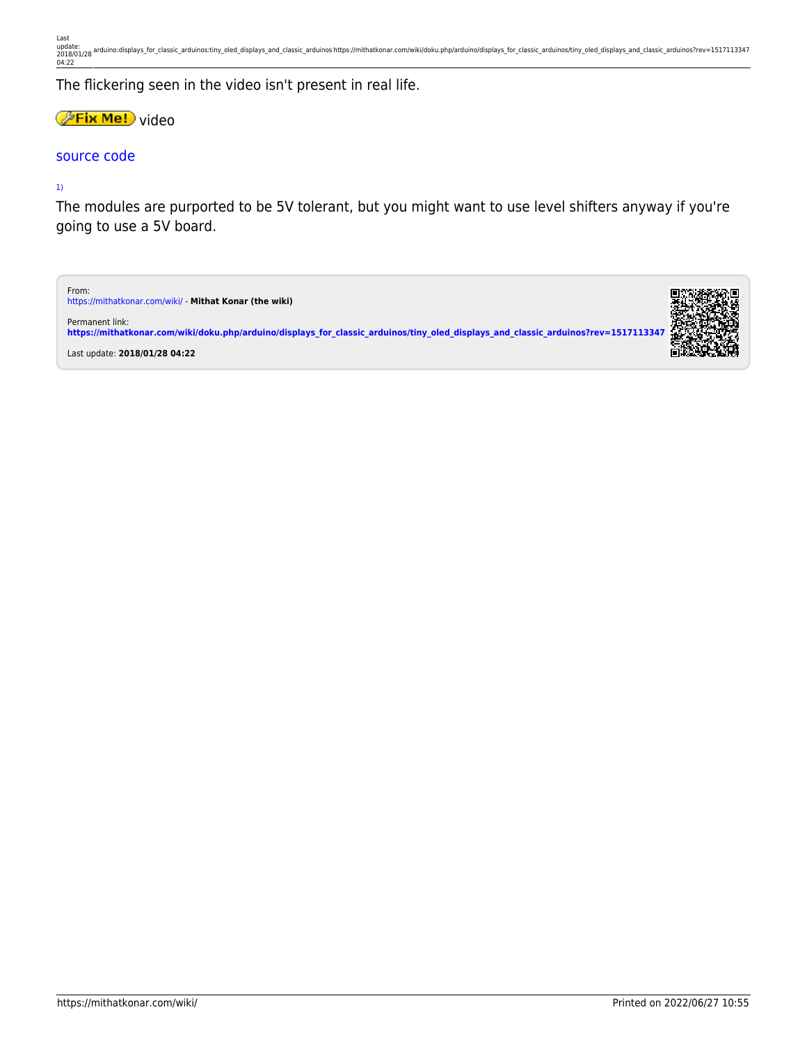The flickering seen in the video isn't present in real life.

FIXME video

source code

1)

The modules are purported to be 5V tolerant, but you might want to use level shifters anyway if you're going to use a 5V board.

From:
https://mithatkonar.com/wiki/ - **Mithat Konar (the wiki)**

Permanent link:
**https://mithatkonar.com/wiki/doku.php/arduino/displays_for_classic_arduinos/tiny_oled_displays_and_classic_arduinos?rev=1517113347**

Last update: **2018/01/28 04:22**